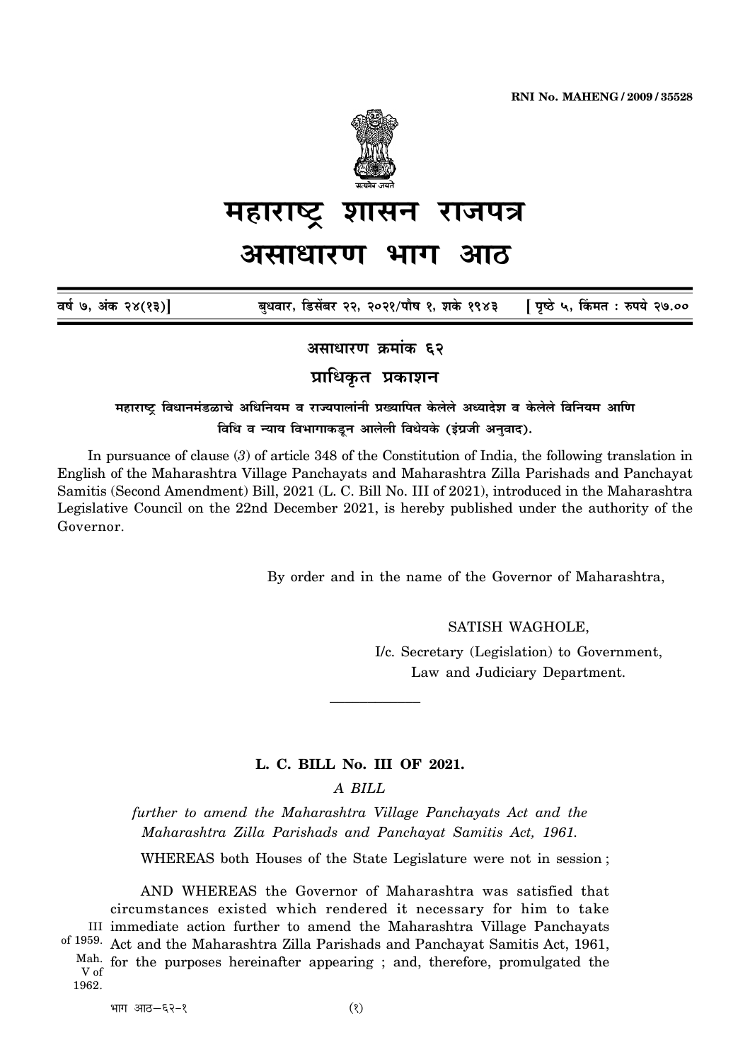RNI No. MAHENG / 2009 / 35528

# महाराष्ट्र शासन राजपत्र

# असाधारण भाग आठ

वर्ष ७, अंक २४(१३)] बुधवार, डिसेंबर २२, २०२१/पौष १, शके १९४३ [पृष्ठे ५, किंमत : रुपये २७.००

## असाधारण क्रमांक ६२

## प्राधिकृत प्रकाशन

**महाराष्ट्र विधानमंडळाचे अधिनियम व राज्यपालांनी प्रख्यापित केलेले अध्यादेश व केलेले विनियम आणि विधि व न्याय विभागाकडून आलेली विधेयके (इंग्रजी अनुवाद).**

In pursuance of clause (*3*) of article 348 of the Constitution of India, the following translation in English of the Maharashtra Village Panchayats and Maharashtra Zilla Parishads and Panchayat Samitis (Second Amendment) Bill, 2021 (L. C. Bill No. III of 2021), introduced in the Maharashtra Legislative Council on the 22nd December 2021, is hereby published under the authority of the Governor.

By order and in the name of the Governor of Maharashtra,

SATISH WAGHOLE,
I/c. Secretary (Legislation) to Government,
Law and Judiciary Department.

---

### L. C. BILL No. III OF 2021.

*A BILL*

*further to amend the Maharashtra Village Panchayats Act and the Maharashtra Zilla Parishads and Panchayat Samitis Act, 1961.*

WHEREAS both Houses of the State Legislature were not in session ;

AND WHEREAS the Governor of Maharashtra was satisfied that circumstances existed which rendered it necessary for him to take immediate action further to amend the Maharashtra Village Panchayats Act and the Maharashtra Zilla Parishads and Panchayat Samitis Act, 1961, for the purposes hereinafter appearing ; and, therefore, promulgated the

III of 1959. Mah. V of 1962.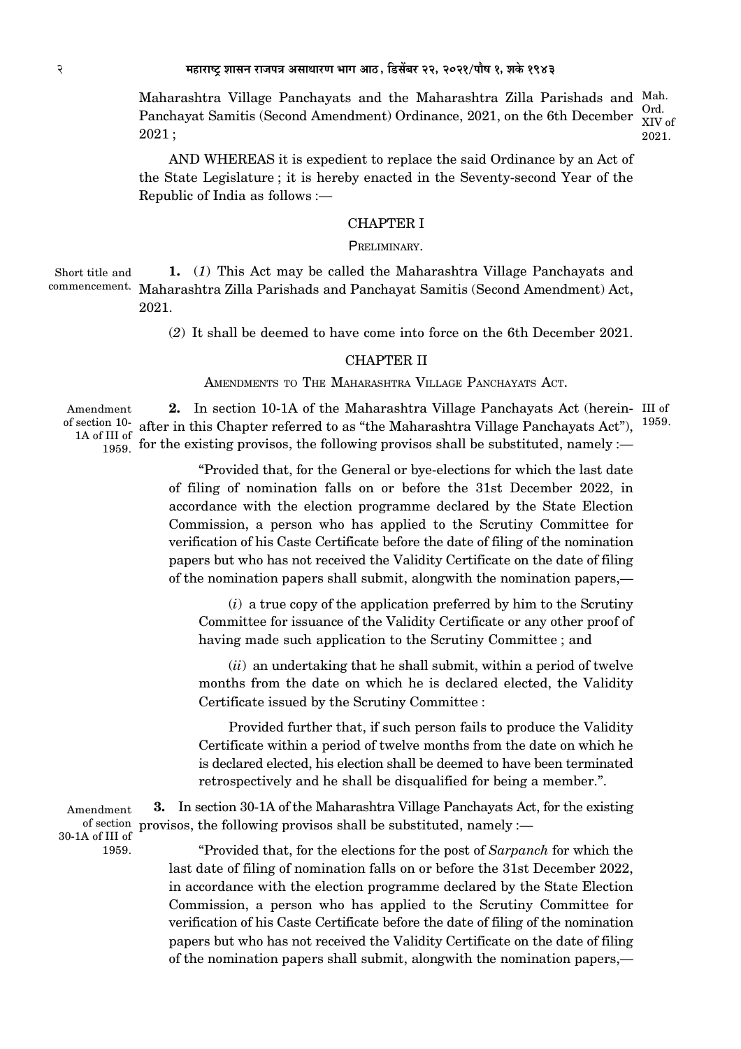Maharashtra Village Panchayats and the Maharashtra Zilla Parishads and Panchayat Samitis (Second Amendment) Ordinance, 2021, on the 6th December 2021 ; Mah. Ord. XIV of 2021.

AND WHEREAS it is expedient to replace the said Ordinance by an Act of the State Legislature ; it is hereby enacted in the Seventy-second Year of the Republic of India as follows :—

## CHAPTER I

### PRELIMINARY.

Short title and commencement.

**1.** (*1*) This Act may be called the Maharashtra Village Panchayats and Maharashtra Zilla Parishads and Panchayat Samitis (Second Amendment) Act, 2021.

(*2*) It shall be deemed to have come into force on the 6th December 2021.

## CHAPTER II

### AMENDMENTS TO THE MAHARASHTRA VILLAGE PANCHAYATS ACT.

Amendment of section 10-1A of III of 1959.

**2.** In section 10-1A of the Maharashtra Village Panchayats Act (hereinafter in this Chapter referred to as "the Maharashtra Village Panchayats Act"), for the existing provisos, the following provisos shall be substituted, namely :— III of 1959.

"Provided that, for the General or bye-elections for which the last date of filing of nomination falls on or before the 31st December 2022, in accordance with the election programme declared by the State Election Commission, a person who has applied to the Scrutiny Committee for verification of his Caste Certificate before the date of filing of the nomination papers but who has not received the Validity Certificate on the date of filing of the nomination papers shall submit, alongwith the nomination papers,—

(*i*) a true copy of the application preferred by him to the Scrutiny Committee for issuance of the Validity Certificate or any other proof of having made such application to the Scrutiny Committee ; and

(*ii*) an undertaking that he shall submit, within a period of twelve months from the date on which he is declared elected, the Validity Certificate issued by the Scrutiny Committee :

Provided further that, if such person fails to produce the Validity Certificate within a period of twelve months from the date on which he is declared elected, his election shall be deemed to have been terminated retrospectively and he shall be disqualified for being a member.".

Amendment of section 30-1A of III of 1959.

**3.** In section 30-1A of the Maharashtra Village Panchayats Act, for the existing provisos, the following provisos shall be substituted, namely :—

"Provided that, for the elections for the post of *Sarpanch* for which the last date of filing of nomination falls on or before the 31st December 2022, in accordance with the election programme declared by the State Election Commission, a person who has applied to the Scrutiny Committee for verification of his Caste Certificate before the date of filing of the nomination papers but who has not received the Validity Certificate on the date of filing of the nomination papers shall submit, alongwith the nomination papers,—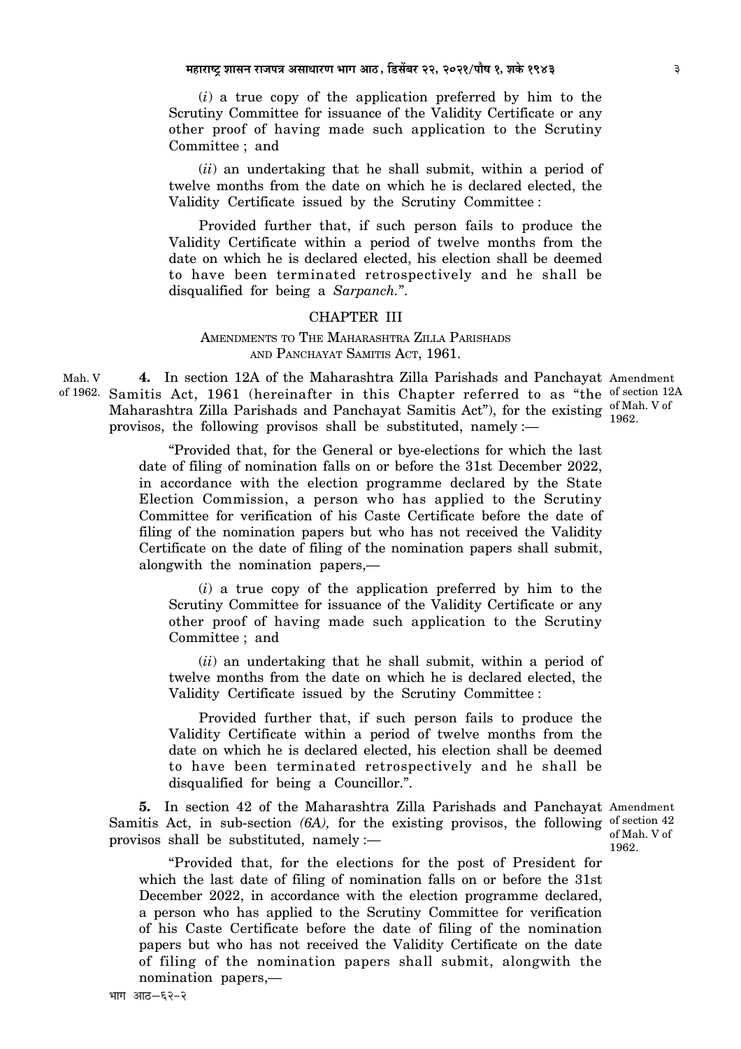(*i*) a true copy of the application preferred by him to the Scrutiny Committee for issuance of the Validity Certificate or any other proof of having made such application to the Scrutiny Committee ; and

(*ii*) an undertaking that he shall submit, within a period of twelve months from the date on which he is declared elected, the Validity Certificate issued by the Scrutiny Committee :

Provided further that, if such person fails to produce the Validity Certificate within a period of twelve months from the date on which he is declared elected, his election shall be deemed to have been terminated retrospectively and he shall be disqualified for being a *Sarpanch.*".

## CHAPTER III

### AMENDMENTS TO THE MAHARASHTRA ZILLA PARISHADS AND PANCHAYAT SAMITIS ACT, 1961.

Mah. V of 1962.

Amendment of section 12A of Mah. V of 1962.

**4.** In section 12A of the Maharashtra Zilla Parishads and Panchayat Samitis Act, 1961 (hereinafter in this Chapter referred to as "the Maharashtra Zilla Parishads and Panchayat Samitis Act"), for the existing provisos, the following provisos shall be substituted, namely :—

"Provided that, for the General or bye-elections for which the last date of filing of nomination falls on or before the 31st December 2022, in accordance with the election programme declared by the State Election Commission, a person who has applied to the Scrutiny Committee for verification of his Caste Certificate before the date of filing of the nomination papers but who has not received the Validity Certificate on the date of filing of the nomination papers shall submit, alongwith the nomination papers,—

(*i*) a true copy of the application preferred by him to the Scrutiny Committee for issuance of the Validity Certificate or any other proof of having made such application to the Scrutiny Committee ; and

(*ii*) an undertaking that he shall submit, within a period of twelve months from the date on which he is declared elected, the Validity Certificate issued by the Scrutiny Committee :

Provided further that, if such person fails to produce the Validity Certificate within a period of twelve months from the date on which he is declared elected, his election shall be deemed to have been terminated retrospectively and he shall be disqualified for being a Councillor.".

Amendment of section 42 of Mah. V of 1962.

**5.** In section 42 of the Maharashtra Zilla Parishads and Panchayat Samitis Act, in sub-section *(6A),* for the existing provisos, the following provisos shall be substituted, namely :—

"Provided that, for the elections for the post of President for which the last date of filing of nomination falls on or before the 31st December 2022, in accordance with the election programme declared, a person who has applied to the Scrutiny Committee for verification of his Caste Certificate before the date of filing of the nomination papers but who has not received the Validity Certificate on the date of filing of the nomination papers shall submit, alongwith the nomination papers,—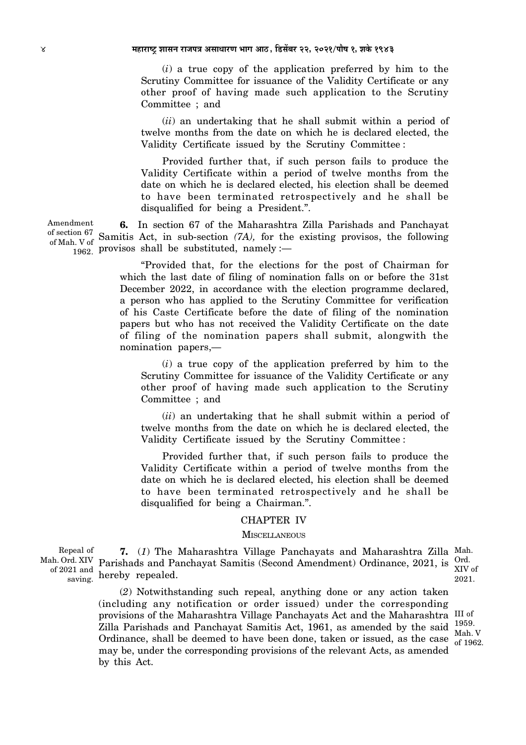(*i*) a true copy of the application preferred by him to the Scrutiny Committee for issuance of the Validity Certificate or any other proof of having made such application to the Scrutiny Committee ; and

(*ii*) an undertaking that he shall submit within a period of twelve months from the date on which he is declared elected, the Validity Certificate issued by the Scrutiny Committee :

Provided further that, if such person fails to produce the Validity Certificate within a period of twelve months from the date on which he is declared elected, his election shall be deemed to have been terminated retrospectively and he shall be disqualified for being a President.".

Amendment of section 67 of Mah. V of 1962.

**6.** In section 67 of the Maharashtra Zilla Parishads and Panchayat Samitis Act, in sub-section *(7A),* for the existing provisos, the following provisos shall be substituted, namely :—

"Provided that, for the elections for the post of Chairman for which the last date of filing of nomination falls on or before the 31st December 2022, in accordance with the election programme declared, a person who has applied to the Scrutiny Committee for verification of his Caste Certificate before the date of filing of the nomination papers but who has not received the Validity Certificate on the date of filing of the nomination papers shall submit, alongwith the nomination papers,—

(*i*) a true copy of the application preferred by him to the Scrutiny Committee for issuance of the Validity Certificate or any other proof of having made such application to the Scrutiny Committee ; and

(*ii*) an undertaking that he shall submit within a period of twelve months from the date on which he is declared elected, the Validity Certificate issued by the Scrutiny Committee :

Provided further that, if such person fails to produce the Validity Certificate within a period of twelve months from the date on which he is declared elected, his election shall be deemed to have been terminated retrospectively and he shall be disqualified for being a Chairman.".

## CHAPTER IV

### MISCELLANEOUS

Repeal of Mah. Ord. XIV of 2021 and saving.

**7.** (*1*) The Maharashtra Village Panchayats and Maharashtra Zilla Parishads and Panchayat Samitis (Second Amendment) Ordinance, 2021, is hereby repealed. (Mah. Ord. XIV of 2021.)

(*2*) Notwithstanding such repeal, anything done or any action taken (including any notification or order issued) under the corresponding provisions of the Maharashtra Village Panchayats Act and the Maharashtra Zilla Parishads and Panchayat Samitis Act, 1961, as amended by the said Ordinance, shall be deemed to have been done, taken or issued, as the case may be, under the corresponding provisions of the relevant Acts, as amended by this Act. (III of 1959. Mah. V of 1962.)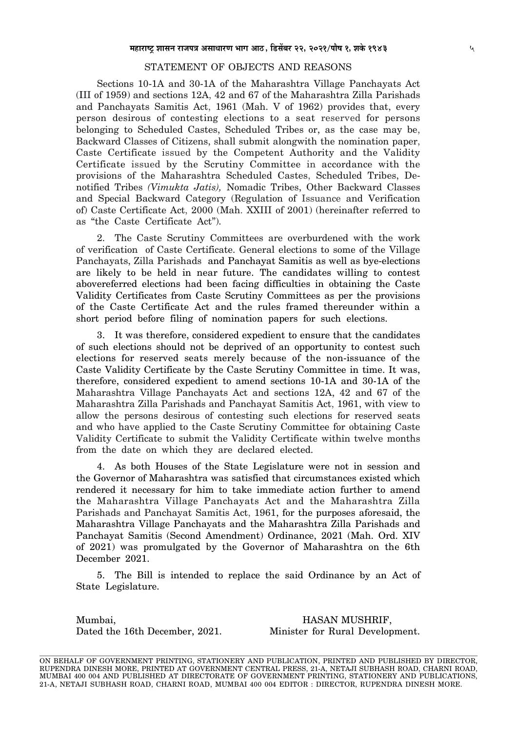## STATEMENT OF OBJECTS AND REASONS

Sections 10-1A and 30-1A of the Maharashtra Village Panchayats Act (III of 1959) and sections 12A, 42 and 67 of the Maharashtra Zilla Parishads and Panchayats Samitis Act, 1961 (Mah. V of 1962) provides that, every person desirous of contesting elections to a seat reserved for persons belonging to Scheduled Castes, Scheduled Tribes or, as the case may be, Backward Classes of Citizens, shall submit alongwith the nomination paper, Caste Certificate issued by the Competent Authority and the Validity Certificate issued by the Scrutiny Committee in accordance with the provisions of the Maharashtra Scheduled Castes, Scheduled Tribes, De-notified Tribes *(Vimukta Jatis),* Nomadic Tribes, Other Backward Classes and Special Backward Category (Regulation of Issuance and Verification of) Caste Certificate Act, 2000 (Mah. XXIII of 2001) (hereinafter referred to as "the Caste Certificate Act").

2. The Caste Scrutiny Committees are overburdened with the work of verification of Caste Certificate. General elections to some of the Village Panchayats, Zilla Parishads and Panchayat Samitis as well as bye-elections are likely to be held in near future. The candidates willing to contest abovereferred elections had been facing difficulties in obtaining the Caste Validity Certificates from Caste Scrutiny Committees as per the provisions of the Caste Certificate Act and the rules framed thereunder within a short period before filing of nomination papers for such elections.

3. It was therefore, considered expedient to ensure that the candidates of such elections should not be deprived of an opportunity to contest such elections for reserved seats merely because of the non-issuance of the Caste Validity Certificate by the Caste Scrutiny Committee in time. It was, therefore, considered expedient to amend sections 10-1A and 30-1A of the Maharashtra Village Panchayats Act and sections 12A, 42 and 67 of the Maharashtra Zilla Parishads and Panchayat Samitis Act, 1961, with view to allow the persons desirous of contesting such elections for reserved seats and who have applied to the Caste Scrutiny Committee for obtaining Caste Validity Certificate to submit the Validity Certificate within twelve months from the date on which they are declared elected.

4. As both Houses of the State Legislature were not in session and the Governor of Maharashtra was satisfied that circumstances existed which rendered it necessary for him to take immediate action further to amend the Maharashtra Village Panchayats Act and the Maharashtra Zilla Parishads and Panchayat Samitis Act, 1961, for the purposes aforesaid, the Maharashtra Village Panchayats and the Maharashtra Zilla Parishads and Panchayat Samitis (Second Amendment) Ordinance, 2021 (Mah. Ord. XIV of 2021) was promulgated by the Governor of Maharashtra on the 6th December 2021.

5. The Bill is intended to replace the said Ordinance by an Act of State Legislature.

Mumbai,
Dated the 16th December, 2021.

HASAN MUSHRIF,
Minister for Rural Development.

ON BEHALF OF GOVERNMENT PRINTING, STATIONERY AND PUBLICATION, PRINTED AND PUBLISHED BY DIRECTOR, RUPENDRA DINESH MORE, PRINTED AT GOVERNMENT CENTRAL PRESS, 21-A, NETAJI SUBHASH ROAD, CHARNI ROAD, MUMBAI 400 004 AND PUBLISHED AT DIRECTORATE OF GOVERNMENT PRINTING, STATIONERY AND PUBLICATIONS, 21-A, NETAJI SUBHASH ROAD, CHARNI ROAD, MUMBAI 400 004 EDITOR : DIRECTOR, RUPENDRA DINESH MORE.